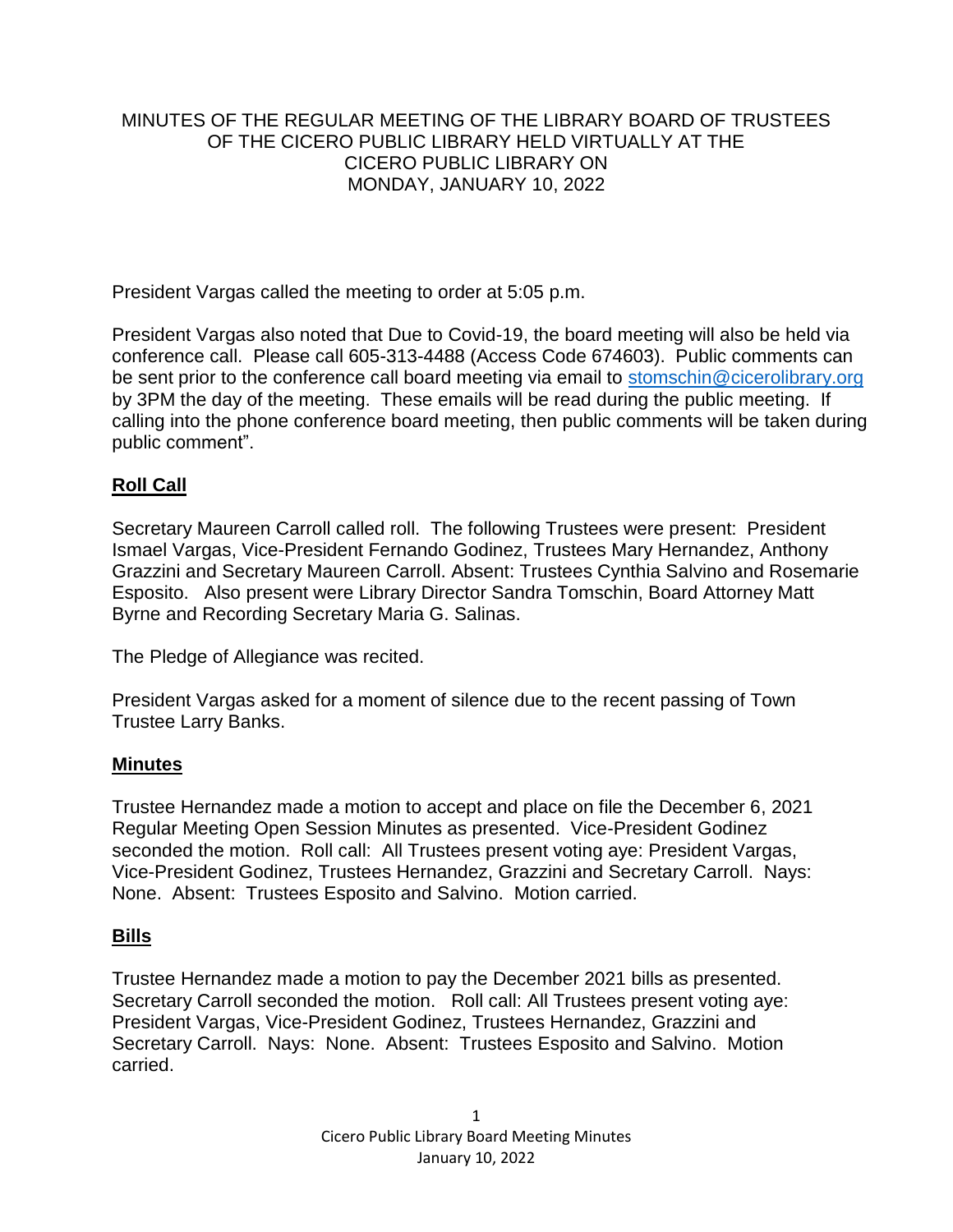# MINUTES OF THE REGULAR MEETING OF THE LIBRARY BOARD OF TRUSTEES OF THE CICERO PUBLIC LIBRARY HELD VIRTUALLY AT THE CICERO PUBLIC LIBRARY ON MONDAY, JANUARY 10, 2022

President Vargas called the meeting to order at 5:05 p.m.

President Vargas also noted that Due to Covid-19, the board meeting will also be held via conference call. Please call 605-313-4488 (Access Code 674603). Public comments can be sent prior to the conference call board meeting via email to stomschin@cicerolibrary.org by 3PM the day of the meeting. These emails will be read during the public meeting. If calling into the phone conference board meeting, then public comments will be taken during public comment".

## Roll Call

Secretary Maureen Carroll called roll. The following Trustees were present: President Ismael Vargas, Vice-President Fernando Godinez, Trustees Mary Hernandez, Anthony Grazzini and Secretary Maureen Carroll. Absent: Trustees Cynthia Salvino and Rosemarie Esposito. Also present were Library Director Sandra Tomschin, Board Attorney Matt Byrne and Recording Secretary Maria G. Salinas.

The Pledge of Allegiance was recited.

President Vargas asked for a moment of silence due to the recent passing of Town Trustee Larry Banks.

## Minutes

Trustee Hernandez made a motion to accept and place on file the December 6, 2021 Regular Meeting Open Session Minutes as presented. Vice-President Godinez seconded the motion. Roll call: All Trustees present voting aye: President Vargas, Vice-President Godinez, Trustees Hernandez, Grazzini and Secretary Carroll. Nays: None. Absent: Trustees Esposito and Salvino. Motion carried.

## Bills

Trustee Hernandez made a motion to pay the December 2021 bills as presented. Secretary Carroll seconded the motion. Roll call: All Trustees present voting aye: President Vargas, Vice-President Godinez, Trustees Hernandez, Grazzini and Secretary Carroll. Nays: None. Absent: Trustees Esposito and Salvino. Motion carried.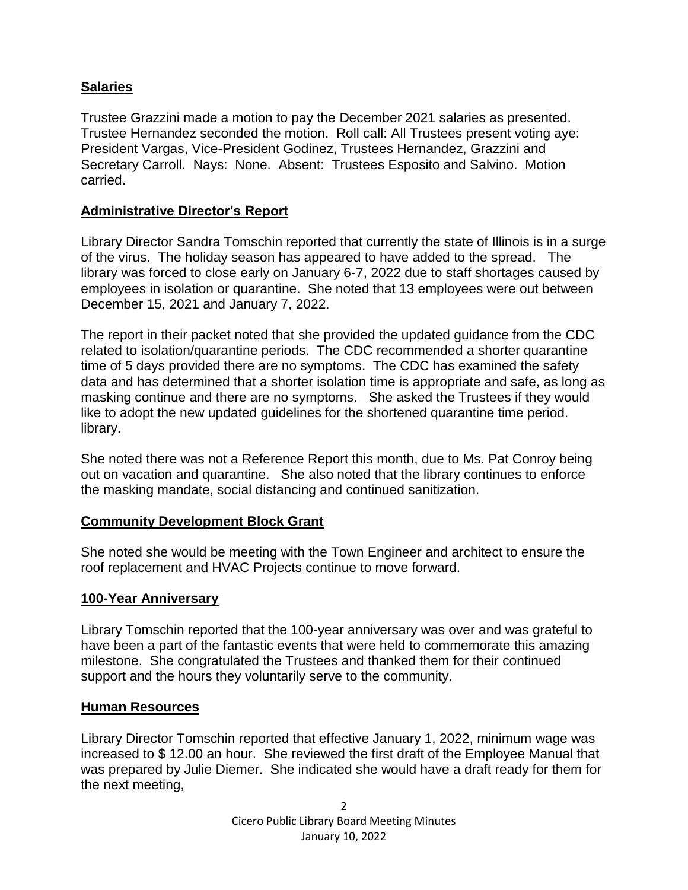## Salaries

Trustee Grazzini made a motion to pay the December 2021 salaries as presented. Trustee Hernandez seconded the motion. Roll call: All Trustees present voting aye: President Vargas, Vice-President Godinez, Trustees Hernandez, Grazzini and Secretary Carroll. Nays: None. Absent: Trustees Esposito and Salvino. Motion carried.

## Administrative Director's Report

Library Director Sandra Tomschin reported that currently the state of Illinois is in a surge of the virus. The holiday season has appeared to have added to the spread. The library was forced to close early on January 6-7, 2022 due to staff shortages caused by employees in isolation or quarantine. She noted that 13 employees were out between December 15, 2021 and January 7, 2022.

The report in their packet noted that she provided the updated guidance from the CDC related to isolation/quarantine periods. The CDC recommended a shorter quarantine time of 5 days provided there are no symptoms. The CDC has examined the safety data and has determined that a shorter isolation time is appropriate and safe, as long as masking continue and there are no symptoms. She asked the Trustees if they would like to adopt the new updated guidelines for the shortened quarantine time period. library.

She noted there was not a Reference Report this month, due to Ms. Pat Conroy being out on vacation and quarantine. She also noted that the library continues to enforce the masking mandate, social distancing and continued sanitization.

## Community Development Block Grant

She noted she would be meeting with the Town Engineer and architect to ensure the roof replacement and HVAC Projects continue to move forward.

## 100-Year Anniversary

Library Tomschin reported that the 100-year anniversary was over and was grateful to have been a part of the fantastic events that were held to commemorate this amazing milestone. She congratulated the Trustees and thanked them for their continued support and the hours they voluntarily serve to the community.

## Human Resources

Library Director Tomschin reported that effective January 1, 2022, minimum wage was increased to $ 12.00 an hour. She reviewed the first draft of the Employee Manual that was prepared by Julie Diemer. She indicated she would have a draft ready for them for the next meeting,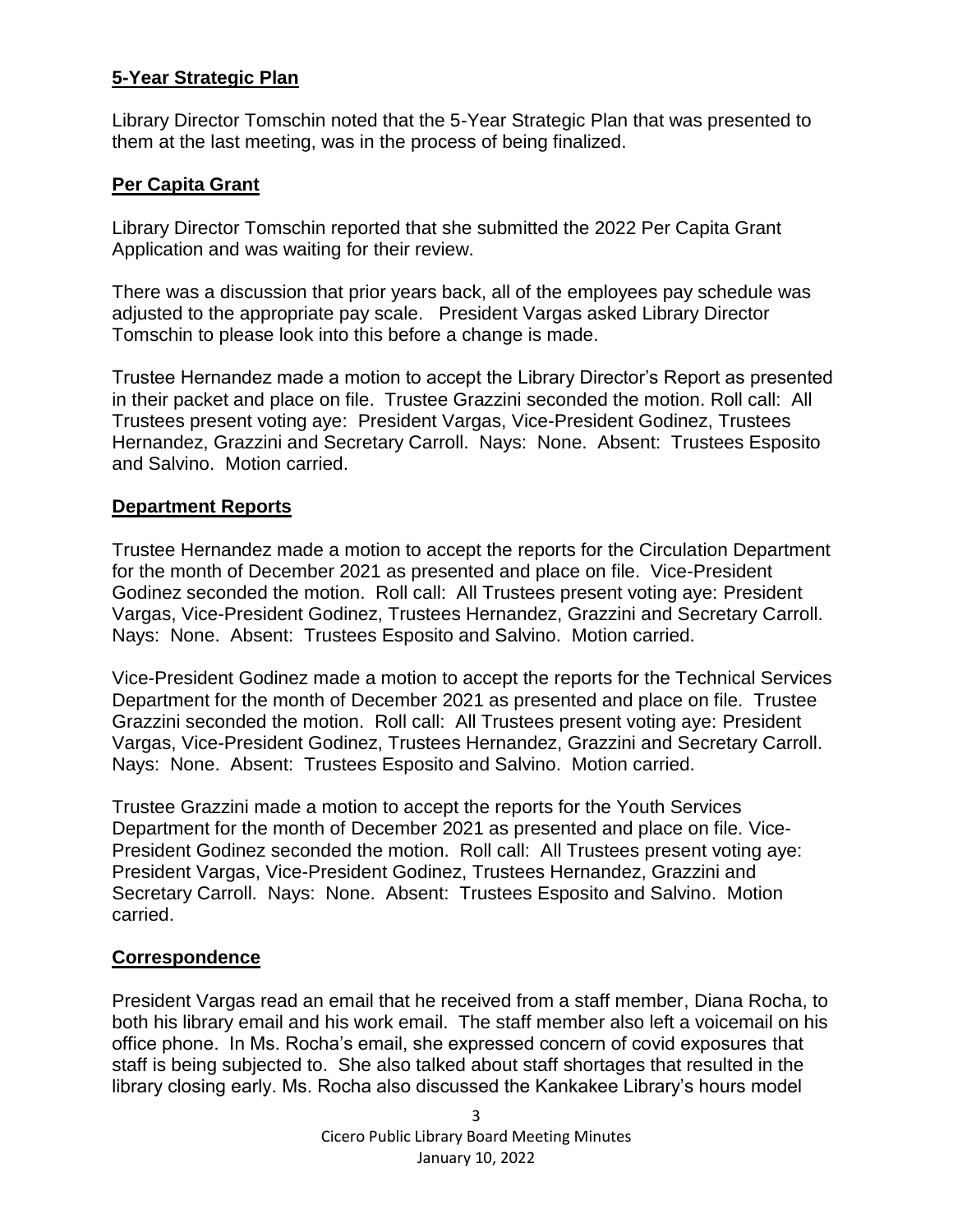## **5-Year Strategic Plan**

Library Director Tomschin noted that the 5-Year Strategic Plan that was presented to them at the last meeting, was in the process of being finalized.

## **Per Capita Grant**

Library Director Tomschin reported that she submitted the 2022 Per Capita Grant Application and was waiting for their review.

There was a discussion that prior years back, all of the employees pay schedule was adjusted to the appropriate pay scale. President Vargas asked Library Director Tomschin to please look into this before a change is made.

Trustee Hernandez made a motion to accept the Library Director's Report as presented in their packet and place on file. Trustee Grazzini seconded the motion. Roll call: All Trustees present voting aye: President Vargas, Vice-President Godinez, Trustees Hernandez, Grazzini and Secretary Carroll. Nays: None. Absent: Trustees Esposito and Salvino. Motion carried.

## **Department Reports**

Trustee Hernandez made a motion to accept the reports for the Circulation Department for the month of December 2021 as presented and place on file. Vice-President Godinez seconded the motion. Roll call: All Trustees present voting aye: President Vargas, Vice-President Godinez, Trustees Hernandez, Grazzini and Secretary Carroll. Nays: None. Absent: Trustees Esposito and Salvino. Motion carried.

Vice-President Godinez made a motion to accept the reports for the Technical Services Department for the month of December 2021 as presented and place on file. Trustee Grazzini seconded the motion. Roll call: All Trustees present voting aye: President Vargas, Vice-President Godinez, Trustees Hernandez, Grazzini and Secretary Carroll. Nays: None. Absent: Trustees Esposito and Salvino. Motion carried.

Trustee Grazzini made a motion to accept the reports for the Youth Services Department for the month of December 2021 as presented and place on file. Vice-President Godinez seconded the motion. Roll call: All Trustees present voting aye: President Vargas, Vice-President Godinez, Trustees Hernandez, Grazzini and Secretary Carroll. Nays: None. Absent: Trustees Esposito and Salvino. Motion carried.

## **Correspondence**

President Vargas read an email that he received from a staff member, Diana Rocha, to both his library email and his work email. The staff member also left a voicemail on his office phone. In Ms. Rocha's email, she expressed concern of covid exposures that staff is being subjected to. She also talked about staff shortages that resulted in the library closing early. Ms. Rocha also discussed the Kankakee Library's hours model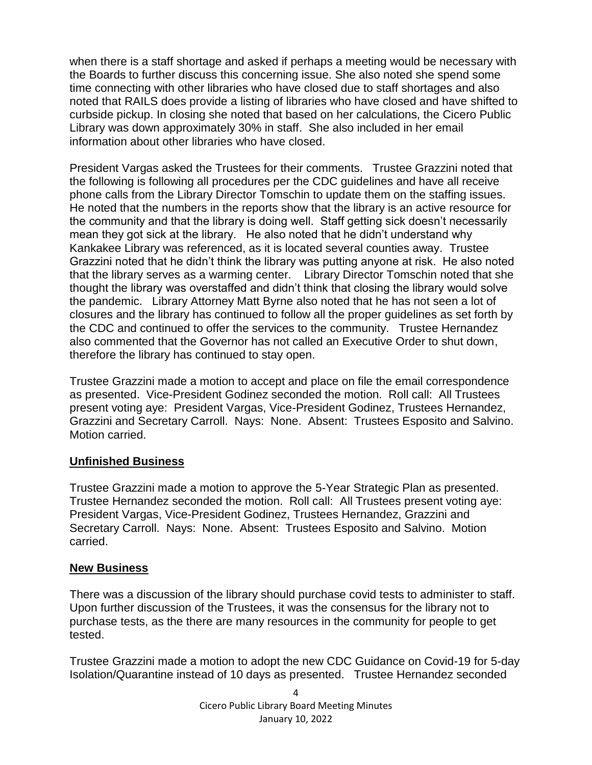when there is a staff shortage and asked if perhaps a meeting would be necessary with the Boards to further discuss this concerning issue. She also noted she spend some time connecting with other libraries who have closed due to staff shortages and also noted that RAILS does provide a listing of libraries who have closed and have shifted to curbside pickup. In closing she noted that based on her calculations, the Cicero Public Library was down approximately 30% in staff. She also included in her email information about other libraries who have closed.

President Vargas asked the Trustees for their comments. Trustee Grazzini noted that the following is following all procedures per the CDC guidelines and have all receive phone calls from the Library Director Tomschin to update them on the staffing issues. He noted that the numbers in the reports show that the library is an active resource for the community and that the library is doing well. Staff getting sick doesn't necessarily mean they got sick at the library. He also noted that he didn't understand why Kankakee Library was referenced, as it is located several counties away. Trustee Grazzini noted that he didn't think the library was putting anyone at risk. He also noted that the library serves as a warming center. Library Director Tomschin noted that she thought the library was overstaffed and didn't think that closing the library would solve the pandemic. Library Attorney Matt Byrne also noted that he has not seen a lot of closures and the library has continued to follow all the proper guidelines as set forth by the CDC and continued to offer the services to the community. Trustee Hernandez also commented that the Governor has not called an Executive Order to shut down, therefore the library has continued to stay open.

Trustee Grazzini made a motion to accept and place on file the email correspondence as presented. Vice-President Godinez seconded the motion. Roll call: All Trustees present voting aye: President Vargas, Vice-President Godinez, Trustees Hernandez, Grazzini and Secretary Carroll. Nays: None. Absent: Trustees Esposito and Salvino. Motion carried.

## Unfinished Business

Trustee Grazzini made a motion to approve the 5-Year Strategic Plan as presented. Trustee Hernandez seconded the motion. Roll call: All Trustees present voting aye: President Vargas, Vice-President Godinez, Trustees Hernandez, Grazzini and Secretary Carroll. Nays: None. Absent: Trustees Esposito and Salvino. Motion carried.

## New Business

There was a discussion of the library should purchase covid tests to administer to staff. Upon further discussion of the Trustees, it was the consensus for the library not to purchase tests, as the there are many resources in the community for people to get tested.

Trustee Grazzini made a motion to adopt the new CDC Guidance on Covid-19 for 5-day Isolation/Quarantine instead of 10 days as presented. Trustee Hernandez seconded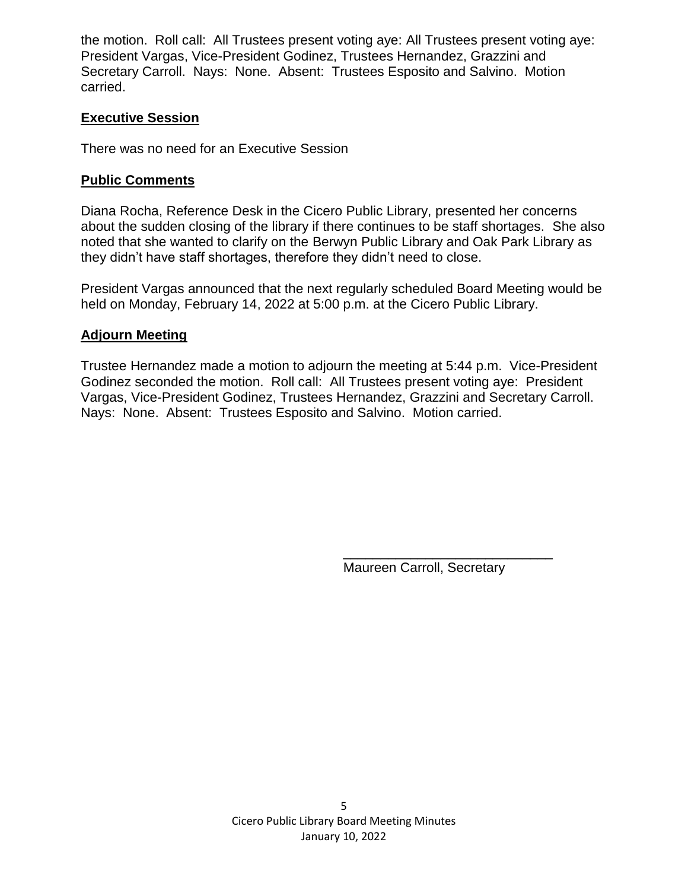the motion. Roll call: All Trustees present voting aye: All Trustees present voting aye: President Vargas, Vice-President Godinez, Trustees Hernandez, Grazzini and Secretary Carroll. Nays: None. Absent: Trustees Esposito and Salvino. Motion carried.

## Executive Session

There was no need for an Executive Session

## Public Comments

Diana Rocha, Reference Desk in the Cicero Public Library, presented her concerns about the sudden closing of the library if there continues to be staff shortages. She also noted that she wanted to clarify on the Berwyn Public Library and Oak Park Library as they didn't have staff shortages, therefore they didn't need to close.

President Vargas announced that the next regularly scheduled Board Meeting would be held on Monday, February 14, 2022 at 5:00 p.m. at the Cicero Public Library.

## Adjourn Meeting

Trustee Hernandez made a motion to adjourn the meeting at 5:44 p.m. Vice-President Godinez seconded the motion. Roll call: All Trustees present voting aye: President Vargas, Vice-President Godinez, Trustees Hernandez, Grazzini and Secretary Carroll. Nays: None. Absent: Trustees Esposito and Salvino. Motion carried.

\_\_\_\_\_\_\_\_\_\_\_\_\_\_\_\_\_\_\_\_\_\_\_\_\_\_\_\_\_\_
Maureen Carroll, Secretary